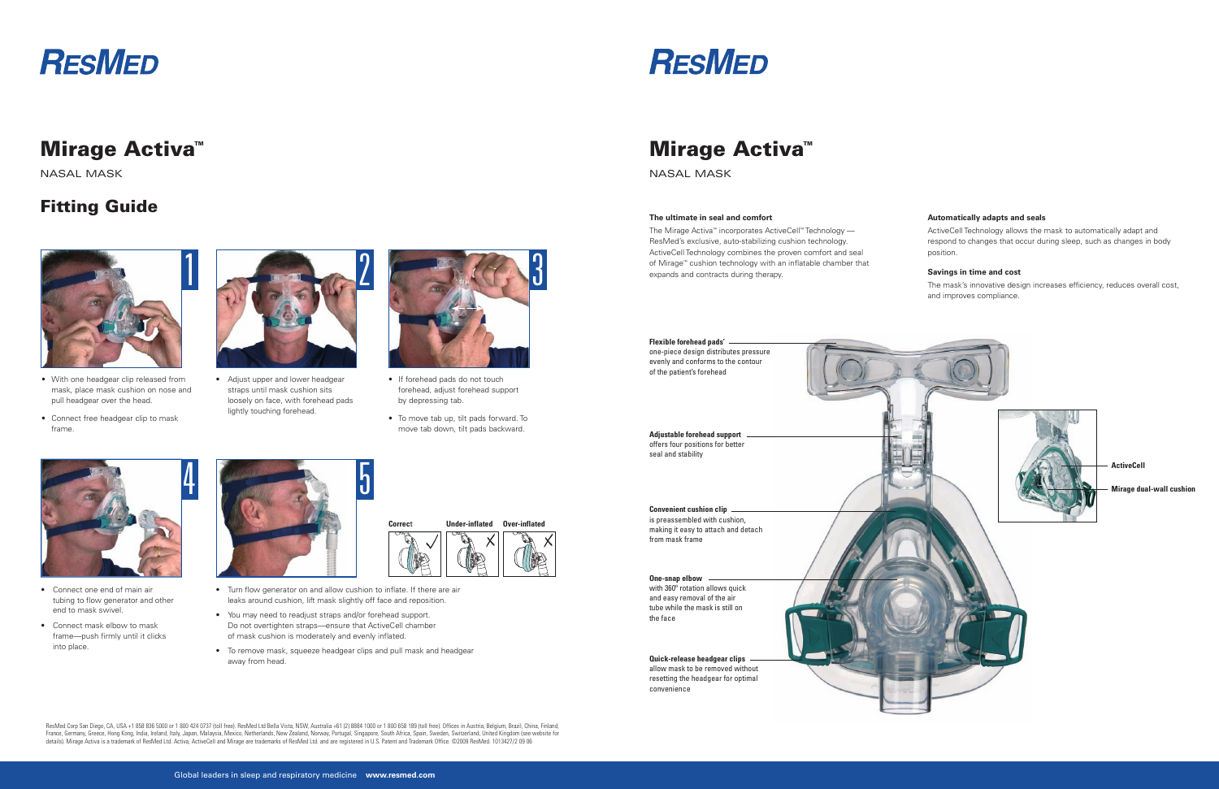# ResMed

## Mirage Activa™

NASAL MASK

## Fitting Guide

**1**

- With one headgear clip released from mask, place mask cushion on nose and pull headgear over the head.
- Connect free headgear clip to mask frame.

**2**

- Adjust upper and lower headgear straps until mask cushion sits loosely on face, with forehead pads lightly touching forehead.

**3**

- If forehead pads do not touch forehead, adjust forehead support by depressing tab.
- To move tab up, tilt pads forward. To move tab down, tilt pads backward.

**4**

- Connect one end of main air tubing to flow generator and other end to mask swivel.
- Connect mask elbow to mask frame—push firmly until it clicks into place.

**5**

Correct ✓ | Under-inflated ✗ | Over-inflated ✗

- Turn flow generator on and allow cushion to inflate. If there are air leaks around cushion, lift mask slightly off face and reposition.
- You may need to readjust straps and/or forehead support. Do not overtighten straps—ensure that ActiveCell chamber of mask cushion is moderately and evenly inflated.
- To remove mask, squeeze headgear clips and pull mask and headgear away from head.

ResMed Corp San Diego, CA, USA +1 858 836 5000 or 1 800 424 0737 (toll free). ResMed Ltd Bella Vista, NSW, Australia +61 (2) 8884 1000 or 1 800 658 189 (toll free). Offices in Austria, Belgium, Brazil, China, Finland, France, Germany, Greece, Hong Kong, India, Ireland, Italy, Japan, Malaysia, Mexico, Netherlands, New Zealand, Norway, Portugal, Singapore, South Africa, Spain, Sweden, Switzerland, United Kingdom (see website for details). Mirage Activa is a trademark of ResMed Ltd. Activa, ActiveCell and Mirage are trademarks of ResMed Ltd. and are registered in U.S. Patent and Trademark Office. ©2009 ResMed. 1013427/2 09 06

# ResMed

## Mirage Activa™

NASAL MASK

**The ultimate in seal and comfort**

The Mirage Activa™ incorporates ActiveCell™ Technology — ResMed's exclusive, auto-stabilizing cushion technology. ActiveCell Technology combines the proven comfort and seal of Mirage™ cushion technology with an inflatable chamber that expands and contracts during therapy.

**Automatically adapts and seals**

ActiveCell Technology allows the mask to automatically adapt and respond to changes that occur during sleep, such as changes in body position.

**Savings in time and cost**

The mask's innovative design increases efficiency, reduces overall cost, and improves compliance.

**Flexible forehead pads'**
one-piece design distributes pressure evenly and conforms to the contour of the patient's forehead

**Adjustable forehead support**
offers four positions for better seal and stability

**Convenient cushion clip**
is preassembled with cushion, making it easy to attach and detach from mask frame

**One-snap elbow**
with 360º rotation allows quick and easy removal of the air tube while the mask is still on the face

**Quick-release headgear clips**
allow mask to be removed without resetting the headgear for optimal convenience

**ActiveCell**

**Mirage dual-wall cushion**

Global leaders in sleep and respiratory medicine **www.resmed.com**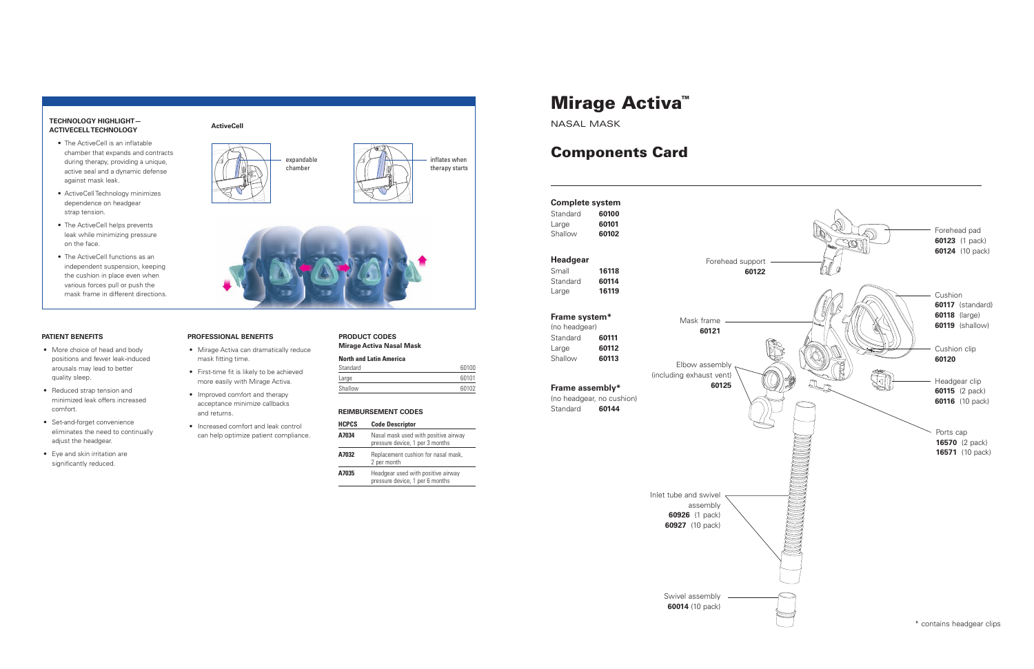**TECHNOLOGY HIGHLIGHT—ACTIVECELL TECHNOLOGY**

- The ActiveCell is an inflatable chamber that expands and contracts during therapy, providing a unique, active seal and a dynamic defense against mask leak.
- ActiveCell Technology minimizes dependence on headgear strap tension.
- The ActiveCell helps prevents leak while minimizing pressure on the face.
- The ActiveCell functions as an independent suspension, keeping the cushion in place even when various forces pull or push the mask frame in different directions.

**ActiveCell**

expandable chamber

inflates when therapy starts

**PATIENT BENEFITS**

- More choice of head and body positions and fewer leak-induced arousals may lead to better quality sleep.
- Reduced strap tension and minimized leak offers increased comfort.
- Set-and-forget convenience eliminates the need to continually adjust the headgear.
- Eye and skin irritation are significantly reduced.

**PROFESSIONAL BENEFITS**

- Mirage Activa can dramatically reduce mask fitting time.
- First-time fit is likely to be achieved more easily with Mirage Activa.
- Improved comfort and therapy acceptance minimize callbacks and returns.
- Increased comfort and leak control can help optimize patient compliance.

**PRODUCT CODES**
**Mirage Activa Nasal Mask**

**North and Latin America**

| | |
|---|---|
| Standard | 60100 |
| Large | 60101 |
| Shallow | 60102 |

**REIMBURSEMENT CODES**

| HCPCS | Code Descriptor |
|---|---|
| A7034 | Nasal mask used with positive airway pressure device, 1 per 3 months |
| A7032 | Replacement cushion for nasal mask, 2 per month |
| A7035 | Headgear used with positive airway pressure device, 1 per 6 months |

# Mirage Activa™

NASAL MASK

## Components Card

**Complete system**

| | |
|---|---|
| Standard | **60100** |
| Large | **60101** |
| Shallow | **60102** |

**Headgear**

| | |
|---|---|
| Small | **16118** |
| Standard | **60114** |
| Large | **16119** |

**Frame system*** (no headgear)

| | |
|---|---|
| Standard | **60111** |
| Large | **60112** |
| Shallow | **60113** |

**Frame assembly*** (no headgear, no cushion)

| | |
|---|---|
| Standard | **60144** |

Forehead support **60122**

Mask frame **60121**

Elbow assembly (including exhaust vent) **60125**

Inlet tube and swivel assembly **60926** (1 pack) **60927** (10 pack)

Swivel assembly **60014** (10 pack)

Forehead pad **60123** (1 pack) **60124** (10 pack)

Cushion **60117** (standard) **60118** (large) **60119** (shallow)

Cushion clip **60120**

Headgear clip **60115** (2 pack) **60116** (10 pack)

Ports cap **16570** (2 pack) **16571** (10 pack)

* contains headgear clips